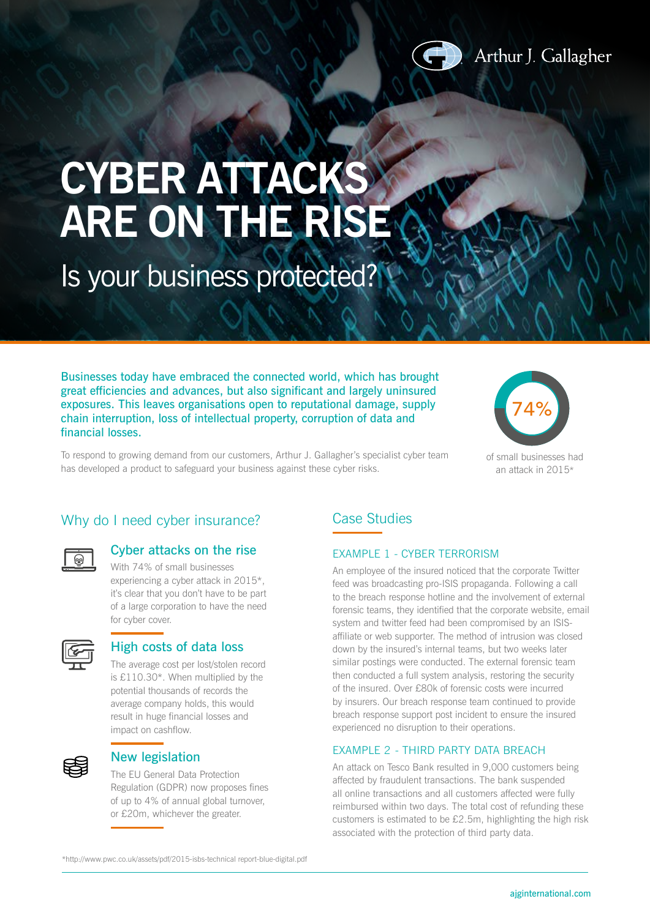Arthur J. Gallagher

# CYBER ATTACKS ARE ON THE RISE

## Is your business protected?

Businesses today have embraced the connected world, which has brought great efficiencies and advances, but also significant and largely uninsured exposures. This leaves organisations open to reputational damage, supply chain interruption, loss of intellectual property, corruption of data and financial losses.

To respond to growing demand from our customers, Arthur J. Gallagher's specialist cyber team has developed a product to safeguard your business against these cyber risks.

74%

of small businesses had an attack in 2015*

## Why do I need cyber insurance?

### Cyber attacks on the rise

With 74% of small businesses experiencing a cyber attack in 2015*, it's clear that you don't have to be part of a large corporation to have the need for cyber cover.

### High costs of data loss

The average cost per lost/stolen record is £110.30*. When multiplied by the potential thousands of records the average company holds, this would result in huge financial losses and impact on cashflow.

### New legislation

The EU General Data Protection Regulation (GDPR) now proposes fines of up to 4% of annual global turnover, or £20m, whichever the greater.

## Case Studies

### EXAMPLE 1 - CYBER TERRORISM

An employee of the insured noticed that the corporate Twitter feed was broadcasting pro-ISIS propaganda. Following a call to the breach response hotline and the involvement of external forensic teams, they identified that the corporate website, email system and twitter feed had been compromised by an ISIS-affiliate or web supporter. The method of intrusion was closed down by the insured's internal teams, but two weeks later similar postings were conducted. The external forensic team then conducted a full system analysis, restoring the security of the insured. Over £80k of forensic costs were incurred by insurers. Our breach response team continued to provide breach response support post incident to ensure the insured experienced no disruption to their operations.

### EXAMPLE 2 - THIRD PARTY DATA BREACH

An attack on Tesco Bank resulted in 9,000 customers being affected by fraudulent transactions. The bank suspended all online transactions and all customers affected were fully reimbursed within two days. The total cost of refunding these customers is estimated to be £2.5m, highlighting the high risk associated with the protection of third party data.

*http://www.pwc.co.uk/assets/pdf/2015-isbs-technical report-blue-digital.pdf

ajginternational.com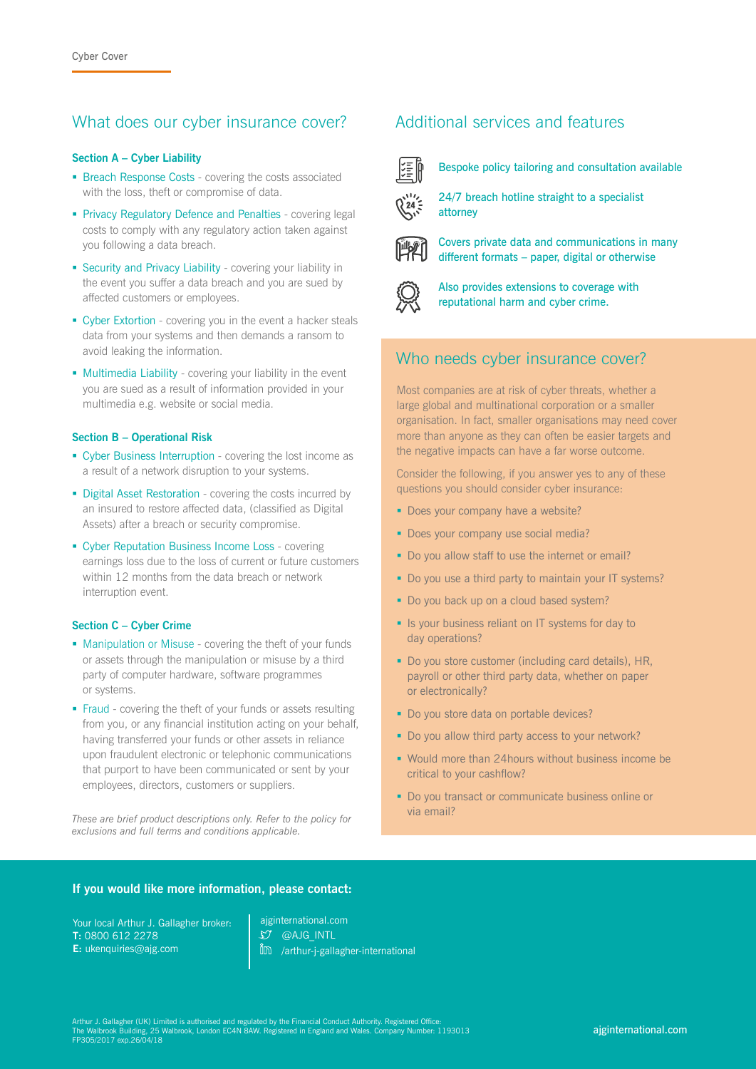## What does our cyber insurance cover?

### Section A – Cyber Liability

- Breach Response Costs - covering the costs associated with the loss, theft or compromise of data.
- Privacy Regulatory Defence and Penalties - covering legal costs to comply with any regulatory action taken against you following a data breach.
- Security and Privacy Liability - covering your liability in the event you suffer a data breach and you are sued by affected customers or employees.
- Cyber Extortion - covering you in the event a hacker steals data from your systems and then demands a ransom to avoid leaking the information.
- Multimedia Liability - covering your liability in the event you are sued as a result of information provided in your multimedia e.g. website or social media.

### Section B – Operational Risk

- Cyber Business Interruption - covering the lost income as a result of a network disruption to your systems.
- Digital Asset Restoration - covering the costs incurred by an insured to restore affected data, (classified as Digital Assets) after a breach or security compromise.
- Cyber Reputation Business Income Loss - covering earnings loss due to the loss of current or future customers within 12 months from the data breach or network interruption event.

### Section C – Cyber Crime

- Manipulation or Misuse - covering the theft of your funds or assets through the manipulation or misuse by a third party of computer hardware, software programmes or systems.
- Fraud - covering the theft of your funds or assets resulting from you, or any financial institution acting on your behalf, having transferred your funds or other assets in reliance upon fraudulent electronic or telephonic communications that purport to have been communicated or sent by your employees, directors, customers or suppliers.

*These are brief product descriptions only. Refer to the policy for exclusions and full terms and conditions applicable.*

## Additional services and features

- Bespoke policy tailoring and consultation available
- 24/7 breach hotline straight to a specialist attorney
- Covers private data and communications in many different formats – paper, digital or otherwise
- Also provides extensions to coverage with reputational harm and cyber crime.

## Who needs cyber insurance cover?

Most companies are at risk of cyber threats, whether a large global and multinational corporation or a smaller organisation. In fact, smaller organisations may need cover more than anyone as they can often be easier targets and the negative impacts can have a far worse outcome.

Consider the following, if you answer yes to any of these questions you should consider cyber insurance:

- Does your company have a website?
- Does your company use social media?
- Do you allow staff to use the internet or email?
- Do you use a third party to maintain your IT systems?
- Do you back up on a cloud based system?
- Is your business reliant on IT systems for day to day operations?
- Do you store customer (including card details), HR, payroll or other third party data, whether on paper or electronically?
- Do you store data on portable devices?
- Do you allow third party access to your network?
- Would more than 24hours without business income be critical to your cashflow?
- Do you transact or communicate business online or via email?

**If you would like more information, please contact:**

Your local Arthur J. Gallagher broker:
**T:** 0800 612 2278
**E:** ukenquiries@ajg.com

ajginternational.com
@AJG_INTL
/arthur-j-gallagher-international

Arthur J. Gallagher (UK) Limited is authorised and regulated by the Financial Conduct Authority. Registered Office: The Walbrook Building, 25 Walbrook, London EC4N 8AW. Registered in England and Wales. Company Number: 1193013
FP305/2017 exp.26/04/18

ajginternational.com